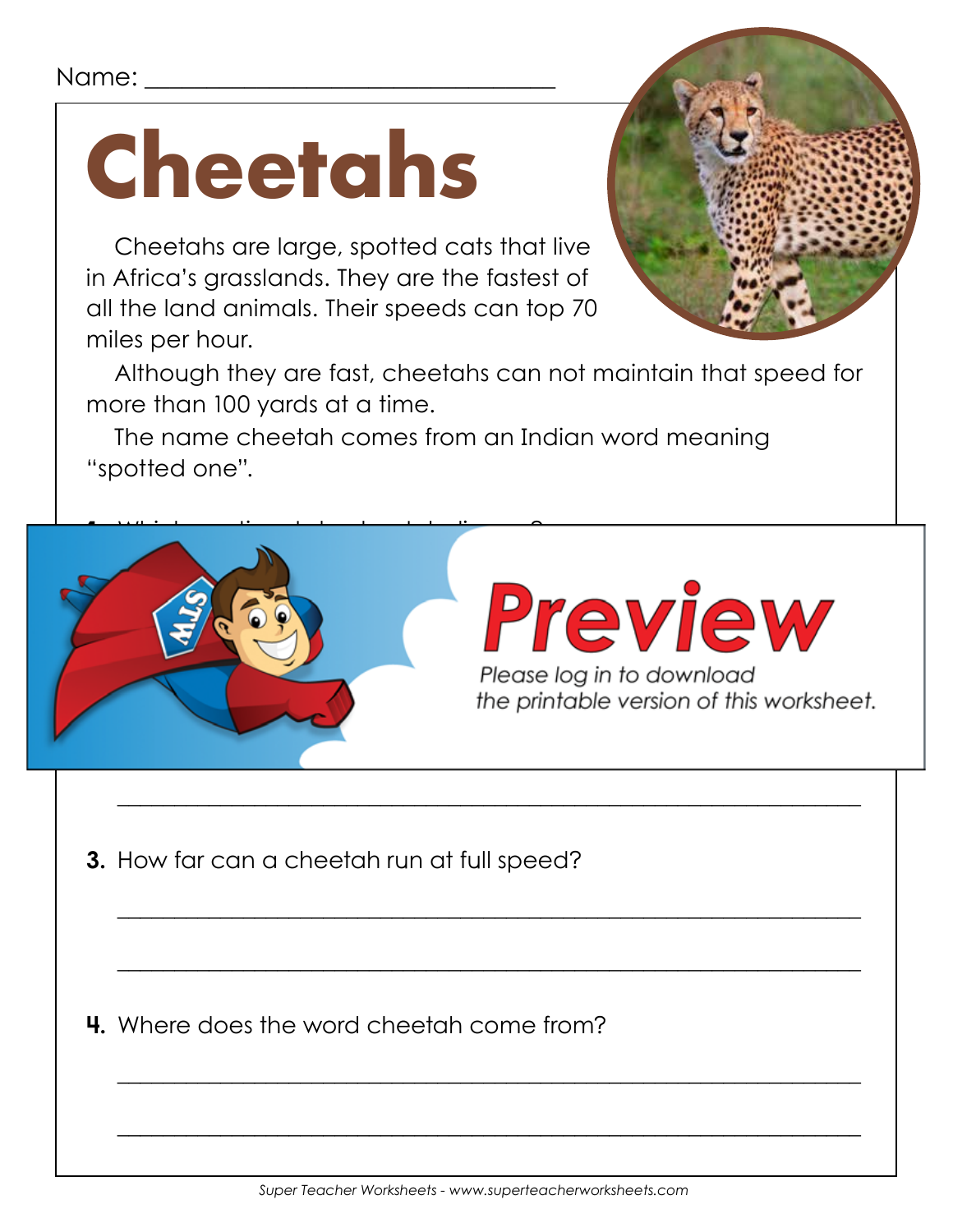Name: ________________________________

# Cheetahs

Cheetahs are large, spotted cats that live in Africa's grasslands. They are the fastest of all the land animals. Their speeds can top 70 miles per hour.

Although they are fast, cheetahs can not maintain that speed for more than 100 yards at a time.

The name cheetah comes from an Indian word meaning "spotted one".

Preview

Please log in to download the printable version of this worksheet.

_______________________________________________________________

**3.** How far can a cheetah run at full speed?

_______________________________________________________________

_______________________________________________________________

**4.** Where does the word cheetah come from?

_______________________________________________________________

_______________________________________________________________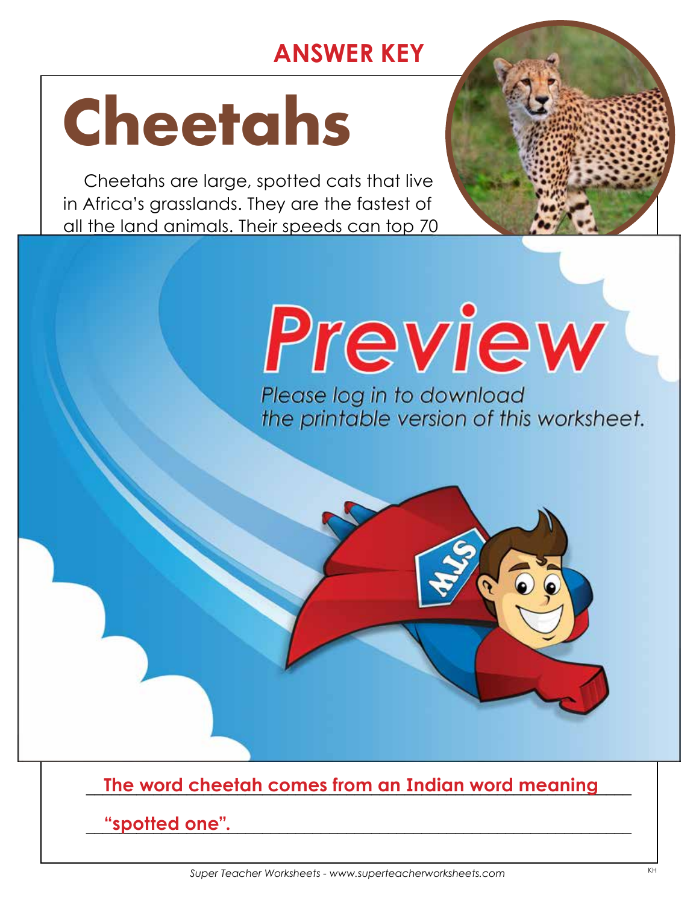**ANSWER KEY**

# Cheetahs

Cheetahs are large, spotted cats that live in Africa's grasslands. They are the fastest of all the land animals. Their speeds can top 70

**The word cheetah comes from an Indian word meaning "spotted one".**